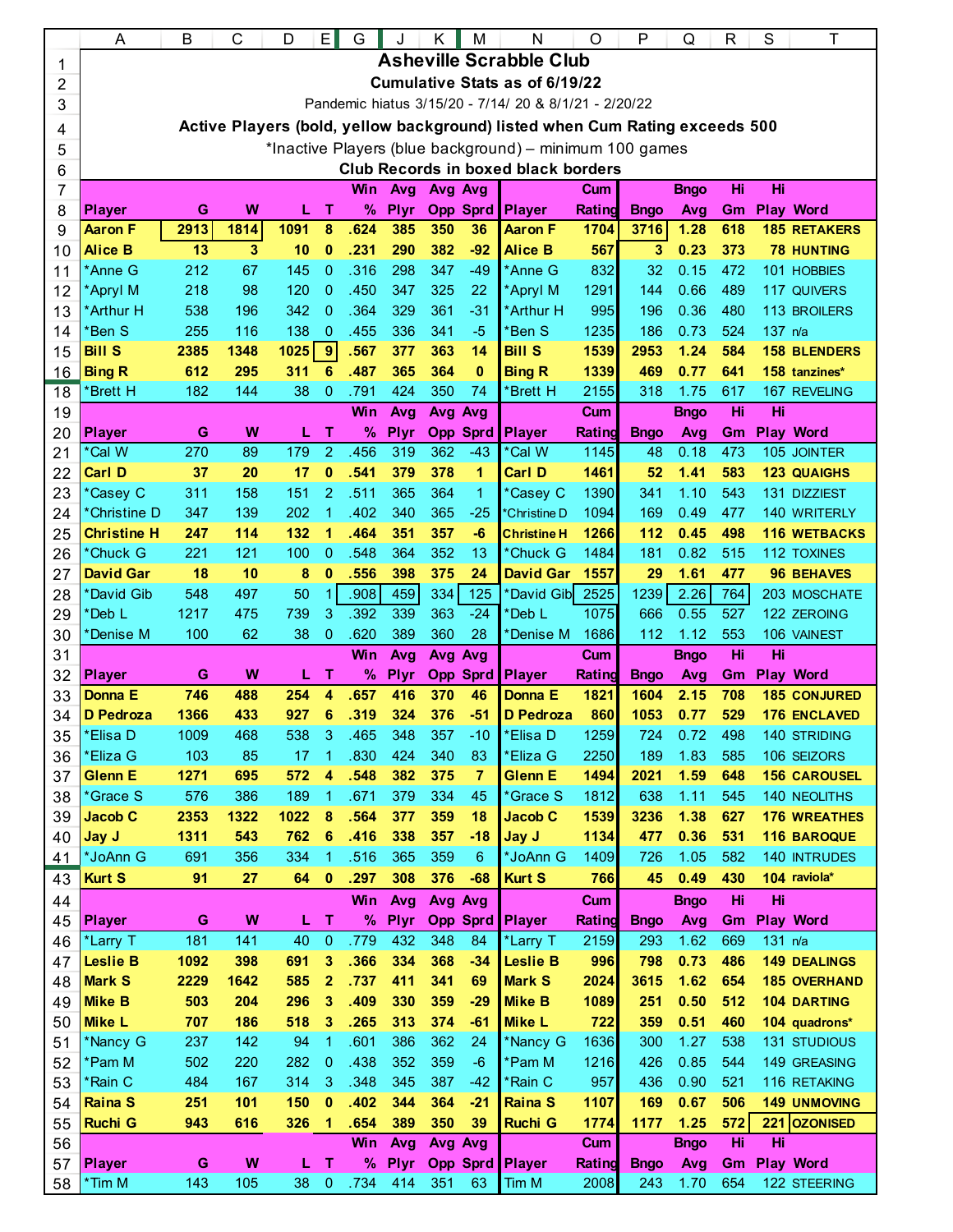# Asheville Scrabble Club

**Cumulative Stats as of 6/19/22**

Pandemic hiatus 3/15/20 - 7/14/ 20 & 8/1/21 - 2/20/22

**Active Players (bold, yellow background) listed when Cum Rating exceeds 500**

*Inactive Players (blue background) – minimum 100 games

**Club Records in boxed black borders**

| Player | G | W | L | T | Win % | Avg Plyr | Avg Opp | Avg Sprd | Player | Cum Rating | Bngo | Bngo Avg | Hi Gm | Hi Play | Word |
|---|---|---|---|---|---|---|---|---|---|---|---|---|---|---|---|
| **Aaron F** | **2913** | **1814** | **1091** | **8** | **.624** | **385** | **350** | **36** | **Aaron F** | **1704** | **3716** | **1.28** | **618** | **185** | **RETAKERS** |
| **Alice B** | **13** | **3** | **10** | **0** | **.231** | **290** | **382** | **-92** | **Alice B** | **567** | **3** | **0.23** | **373** | **78** | **HUNTING** |
| *Anne G | 212 | 67 | 145 | 0 | .316 | 298 | 347 | -49 | *Anne G | 832 | 32 | 0.15 | 472 | 101 | HOBBIES |
| *Apryl M | 218 | 98 | 120 | 0 | .450 | 347 | 325 | 22 | *Apryl M | 1291 | 144 | 0.66 | 489 | 117 | QUIVERS |
| *Arthur H | 538 | 196 | 342 | 0 | .364 | 329 | 361 | -31 | *Arthur H | 995 | 196 | 0.36 | 480 | 113 | BROILERS |
| *Ben S | 255 | 116 | 138 | 0 | .455 | 336 | 341 | -5 | *Ben S | 1235 | 186 | 0.73 | 524 | 137 | n/a |
| **Bill S** | **2385** | **1348** | **1025** | **9** | **.567** | **377** | **363** | **14** | **Bill S** | **1539** | **2953** | **1.24** | **584** | **158** | **BLENDERS** |
| **Bing R** | **612** | **295** | **311** | **6** | **.487** | **365** | **364** | **0** | **Bing R** | **1339** | **469** | **0.77** | **641** | **158** | **tanzines*** |
| *Brett H | 182 | 144 | 38 | 0 | .791 | 424 | 350 | 74 | *Brett H | 2155 | 318 | 1.75 | 617 | 167 | REVELING |
| *Cal W | 270 | 89 | 179 | 2 | .456 | 319 | 362 | -43 | *Cal W | 1145 | 48 | 0.18 | 473 | 105 | JOINTER |
| **Carl D** | **37** | **20** | **17** | **0** | **.541** | **379** | **378** | **1** | **Carl D** | **1461** | **52** | **1.41** | **583** | **123** | **QUAIGHS** |
| *Casey C | 311 | 158 | 151 | 2 | .511 | 365 | 364 | 1 | *Casey C | 1390 | 341 | 1.10 | 543 | 131 | DIZZIEST |
| *Christine D | 347 | 139 | 202 | 1 | .402 | 340 | 365 | -25 | *Christine D | 1094 | 169 | 0.49 | 477 | 140 | WRITERLY |
| **Christine H** | **247** | **114** | **132** | **1** | **.464** | **351** | **357** | **-6** | **Christine H** | **1266** | **112** | **0.45** | **498** | **116** | **WETBACKS** |
| *Chuck G | 221 | 121 | 100 | 0 | .548 | 364 | 352 | 13 | *Chuck G | 1484 | 181 | 0.82 | 515 | 112 | TOXINES |
| **David Gar** | **18** | **10** | **8** | **0** | **.556** | **398** | **375** | **24** | **David Gar** | **1557** | **29** | **1.61** | **477** | **96** | **BEHAVES** |
| *David Gib | 548 | 497 | 50 | 1 | .908 | 459 | 334 | 125 | *David Gib | 2525 | 1239 | 2.26 | 764 | 203 | MOSCHATE |
| *Deb L | 1217 | 475 | 739 | 3 | .392 | 339 | 363 | -24 | *Deb L | 1075 | 666 | 0.55 | 527 | 122 | ZEROING |
| *Denise M | 100 | 62 | 38 | 0 | .620 | 389 | 360 | 28 | *Denise M | 1686 | 112 | 1.12 | 553 | 106 | VAINEST |
| **Donna E** | **746** | **488** | **254** | **4** | **.657** | **416** | **370** | **46** | **Donna E** | **1821** | **1604** | **2.15** | **708** | **185** | **CONJURED** |
| **D Pedroza** | **1366** | **433** | **927** | **6** | **.319** | **324** | **376** | **-51** | **D Pedroza** | **860** | **1053** | **0.77** | **529** | **176** | **ENCLAVED** |
| *Elisa D | 1009 | 468 | 538 | 3 | .465 | 348 | 357 | -10 | *Elisa D | 1259 | 724 | 0.72 | 498 | 140 | STRIDING |
| *Eliza G | 103 | 85 | 17 | 1 | .830 | 424 | 340 | 83 | *Eliza G | 2250 | 189 | 1.83 | 585 | 106 | SEIZORS |
| **Glenn E** | **1271** | **695** | **572** | **4** | **.548** | **382** | **375** | **7** | **Glenn E** | **1494** | **2021** | **1.59** | **648** | **156** | **CAROUSEL** |
| *Grace S | 576 | 386 | 189 | 1 | .671 | 379 | 334 | 45 | *Grace S | 1812 | 638 | 1.11 | 545 | 140 | NEOLITHS |
| **Jacob C** | **2353** | **1322** | **1022** | **8** | **.564** | **377** | **359** | **18** | **Jacob C** | **1539** | **3236** | **1.38** | **627** | **176** | **WREATHES** |
| **Jay J** | **1311** | **543** | **762** | **6** | **.416** | **338** | **357** | **-18** | **Jay J** | **1134** | **477** | **0.36** | **531** | **116** | **BAROQUE** |
| *JoAnn G | 691 | 356 | 334 | 1 | .516 | 365 | 359 | 6 | *JoAnn G | 1409 | 726 | 1.05 | 582 | 140 | INTRUDES |
| **Kurt S** | **91** | **27** | **64** | **0** | **.297** | **308** | **376** | **-68** | **Kurt S** | **766** | **45** | **0.49** | **430** | **104** | **raviola*** |
| *Larry T | 181 | 141 | 40 | 0 | .779 | 432 | 348 | 84 | *Larry T | 2159 | 293 | 1.62 | 669 | 131 | n/a |
| **Leslie B** | **1092** | **398** | **691** | **3** | **.366** | **334** | **368** | **-34** | **Leslie B** | **996** | **798** | **0.73** | **486** | **149** | **DEALINGS** |
| **Mark S** | **2229** | **1642** | **585** | **2** | **.737** | **411** | **341** | **69** | **Mark S** | **2024** | **3615** | **1.62** | **654** | **185** | **OVERHAND** |
| **Mike B** | **503** | **204** | **296** | **3** | **.409** | **330** | **359** | **-29** | **Mike B** | **1089** | **251** | **0.50** | **512** | **104** | **DARTING** |
| **Mike L** | **707** | **186** | **518** | **3** | **.265** | **313** | **374** | **-61** | **Mike L** | **722** | **359** | **0.51** | **460** | **104** | **quadrons*** |
| *Nancy G | 237 | 142 | 94 | 1 | .601 | 386 | 362 | 24 | *Nancy G | 1636 | 300 | 1.27 | 538 | 131 | STUDIOUS |
| *Pam M | 502 | 220 | 282 | 0 | .438 | 352 | 359 | -6 | *Pam M | 1216 | 426 | 0.85 | 544 | 149 | GREASING |
| *Rain C | 484 | 167 | 314 | 3 | .348 | 345 | 387 | -42 | *Rain C | 957 | 436 | 0.90 | 521 | 116 | RETAKING |
| **Raina S** | **251** | **101** | **150** | **0** | **.402** | **344** | **364** | **-21** | **Raina S** | **1107** | **169** | **0.67** | **506** | **149** | **UNMOVING** |
| **Ruchi G** | **943** | **616** | **326** | **1** | **.654** | **389** | **350** | **39** | **Ruchi G** | **1774** | **1177** | **1.25** | **572** | **221** | **OZONISED** |
| *Tim M | 143 | 105 | 38 | 0 | .734 | 414 | 351 | 63 | Tim M | 2008 | 243 | 1.70 | 654 | 122 | STEERING |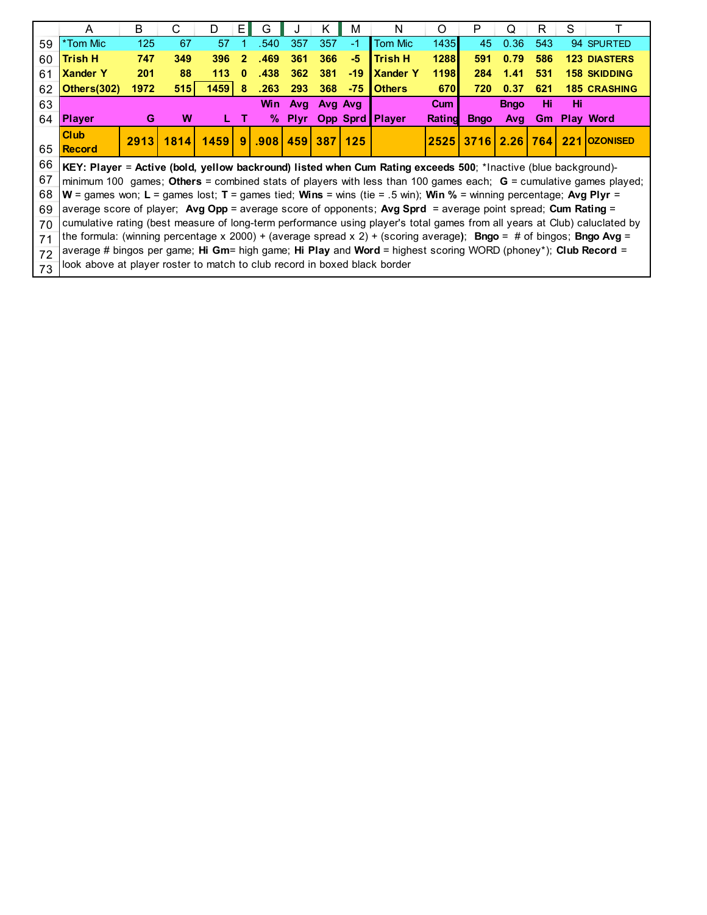| A | B | C | D | E | G | J | K | M | N | O | P | Q | R | S | T |
|---|---|---|---|---|---|---|---|---|---|---|---|---|---|---|---|
| *Tom Mic | 125 | 67 | 57 | 1 | .540 | 357 | 357 | -1 | Tom Mic | 1435 | 45 | 0.36 | 543 | 94 | SPURTED |
| **Trish H** | **747** | **349** | **396** | **2** | **.469** | **361** | **366** | **-5** | **Trish H** | **1288** | **591** | **0.79** | **586** | **123** | **DIASTERS** |
| **Xander Y** | **201** | **88** | **113** | **0** | **.438** | **362** | **381** | **-19** | **Xander Y** | **1198** | **284** | **1.41** | **531** | **158** | **SKIDDING** |
| **Others(302)** | **1972** | **515** | **1459** | **8** | **.263** | **293** | **368** | **-75** | **Others** | **670** | **720** | **0.37** | **621** | **185** | **CRASHING** |
| **Player** | **G** | **W** | **L** | **T** | **Win %** | **Avg Plyr** | **Avg Opp** | **Avg Sprd** | **Player** | **Cum Rating** | **Bngo** | **Bngo Avg** | **Hi Gm** | **Hi Play** | **Word** |
| **Club Record** | **2913** | **1814** | **1459** | **9** | **.908** | **459** | **387** | **125** | | **2525** | **3716** | **2.26** | **764** | **221** | **OZONISED** |

**KEY: Player** = **Active (bold, yellow backround) listed when Cum Rating exceeds 500**; *Inactive (blue background)- minimum 100 games; **Others** = combined stats of players with less than 100 games each; **G** = cumulative games played; **W** = games won; **L** = games lost; **T** = games tied; **Wins** = wins (tie = .5 win); **Win %** = winning percentage; **Avg Plyr** = average score of player; **Avg Opp** = average score of opponents; **Avg Sprd** = average point spread; **Cum Rating** = cumulative rating (best measure of long-term performance using player's total games from all years at Club) caluclated by the formula: (winning percentage x 2000) + (average spread x 2) + (scoring average); **Bngo** = # of bingos; **Bngo Avg** = average # bingos per game; **Hi Gm**= high game; **Hi Play** and **Word** = highest scoring WORD (phoney*); **Club Record** = look above at player roster to match to club record in boxed black border